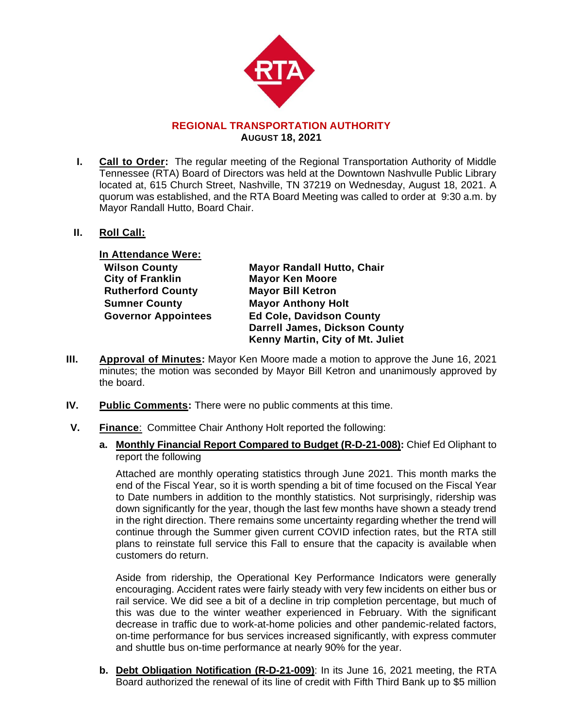# REGIONAL TRANSPORTATION AUTHORITY

**AUGUST 18, 2021**

**I. Call to Order:** The regular meeting of the Regional Transportation Authority of Middle Tennessee (RTA) Board of Directors was held at the Downtown Nashvulle Public Library located at, 615 Church Street, Nashville, TN 37219 on Wednesday, August 18, 2021. A quorum was established, and the RTA Board Meeting was called to order at 9:30 a.m. by Mayor Randall Hutto, Board Chair.

**II. Roll Call:**

**In Attendance Were:**

| | |
|---|---|
| **Wilson County** | **Mayor Randall Hutto, Chair** |
| **City of Franklin** | **Mayor Ken Moore** |
| **Rutherford County** | **Mayor Bill Ketron** |
| **Sumner County** | **Mayor Anthony Holt** |
| **Governor Appointees** | **Ed Cole, Davidson County** |
| | **Darrell James, Dickson County** |
| | **Kenny Martin, City of Mt. Juliet** |

**III. Approval of Minutes:** Mayor Ken Moore made a motion to approve the June 16, 2021 minutes; the motion was seconded by Mayor Bill Ketron and unanimously approved by the board.

**IV. Public Comments:** There were no public comments at this time.

**V. Finance**: Committee Chair Anthony Holt reported the following:

**a. Monthly Financial Report Compared to Budget (R-D-21-008):** Chief Ed Oliphant to report the following

Attached are monthly operating statistics through June 2021. This month marks the end of the Fiscal Year, so it is worth spending a bit of time focused on the Fiscal Year to Date numbers in addition to the monthly statistics. Not surprisingly, ridership was down significantly for the year, though the last few months have shown a steady trend in the right direction. There remains some uncertainty regarding whether the trend will continue through the Summer given current COVID infection rates, but the RTA still plans to reinstate full service this Fall to ensure that the capacity is available when customers do return.

Aside from ridership, the Operational Key Performance Indicators were generally encouraging. Accident rates were fairly steady with very few incidents on either bus or rail service. We did see a bit of a decline in trip completion percentage, but much of this was due to the winter weather experienced in February. With the significant decrease in traffic due to work-at-home policies and other pandemic-related factors, on-time performance for bus services increased significantly, with express commuter and shuttle bus on-time performance at nearly 90% for the year.

**b. Debt Obligation Notification (R-D-21-009)**: In its June 16, 2021 meeting, the RTA Board authorized the renewal of its line of credit with Fifth Third Bank up to $5 million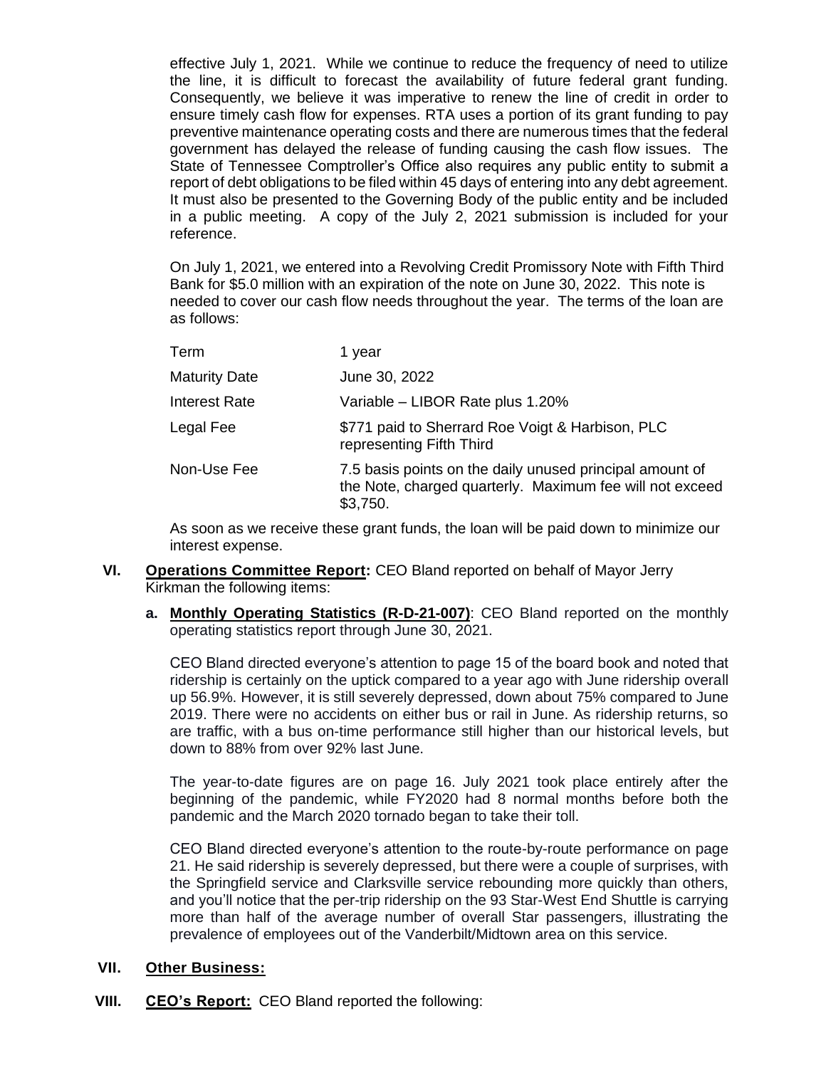effective July 1, 2021. While we continue to reduce the frequency of need to utilize the line, it is difficult to forecast the availability of future federal grant funding. Consequently, we believe it was imperative to renew the line of credit in order to ensure timely cash flow for expenses. RTA uses a portion of its grant funding to pay preventive maintenance operating costs and there are numerous times that the federal government has delayed the release of funding causing the cash flow issues. The State of Tennessee Comptroller's Office also requires any public entity to submit a report of debt obligations to be filed within 45 days of entering into any debt agreement. It must also be presented to the Governing Body of the public entity and be included in a public meeting. A copy of the July 2, 2021 submission is included for your reference.

On July 1, 2021, we entered into a Revolving Credit Promissory Note with Fifth Third Bank for $5.0 million with an expiration of the note on June 30, 2022. This note is needed to cover our cash flow needs throughout the year. The terms of the loan are as follows:

| | |
|---|---|
| Term | 1 year |
| Maturity Date | June 30, 2022 |
| Interest Rate | Variable – LIBOR Rate plus 1.20% |
| Legal Fee | $771 paid to Sherrard Roe Voigt & Harbison, PLC representing Fifth Third |
| Non-Use Fee | 7.5 basis points on the daily unused principal amount of the Note, charged quarterly. Maximum fee will not exceed $3,750. |

As soon as we receive these grant funds, the loan will be paid down to minimize our interest expense.

**VI. Operations Committee Report:** CEO Bland reported on behalf of Mayor Jerry Kirkman the following items:

**a. Monthly Operating Statistics (R-D-21-007)**: CEO Bland reported on the monthly operating statistics report through June 30, 2021.

CEO Bland directed everyone's attention to page 15 of the board book and noted that ridership is certainly on the uptick compared to a year ago with June ridership overall up 56.9%. However, it is still severely depressed, down about 75% compared to June 2019. There were no accidents on either bus or rail in June. As ridership returns, so are traffic, with a bus on-time performance still higher than our historical levels, but down to 88% from over 92% last June.

The year-to-date figures are on page 16. July 2021 took place entirely after the beginning of the pandemic, while FY2020 had 8 normal months before both the pandemic and the March 2020 tornado began to take their toll.

CEO Bland directed everyone's attention to the route-by-route performance on page 21. He said ridership is severely depressed, but there were a couple of surprises, with the Springfield service and Clarksville service rebounding more quickly than others, and you'll notice that the per-trip ridership on the 93 Star-West End Shuttle is carrying more than half of the average number of overall Star passengers, illustrating the prevalence of employees out of the Vanderbilt/Midtown area on this service.

**VII. Other Business:**

**VIII. CEO's Report:** CEO Bland reported the following: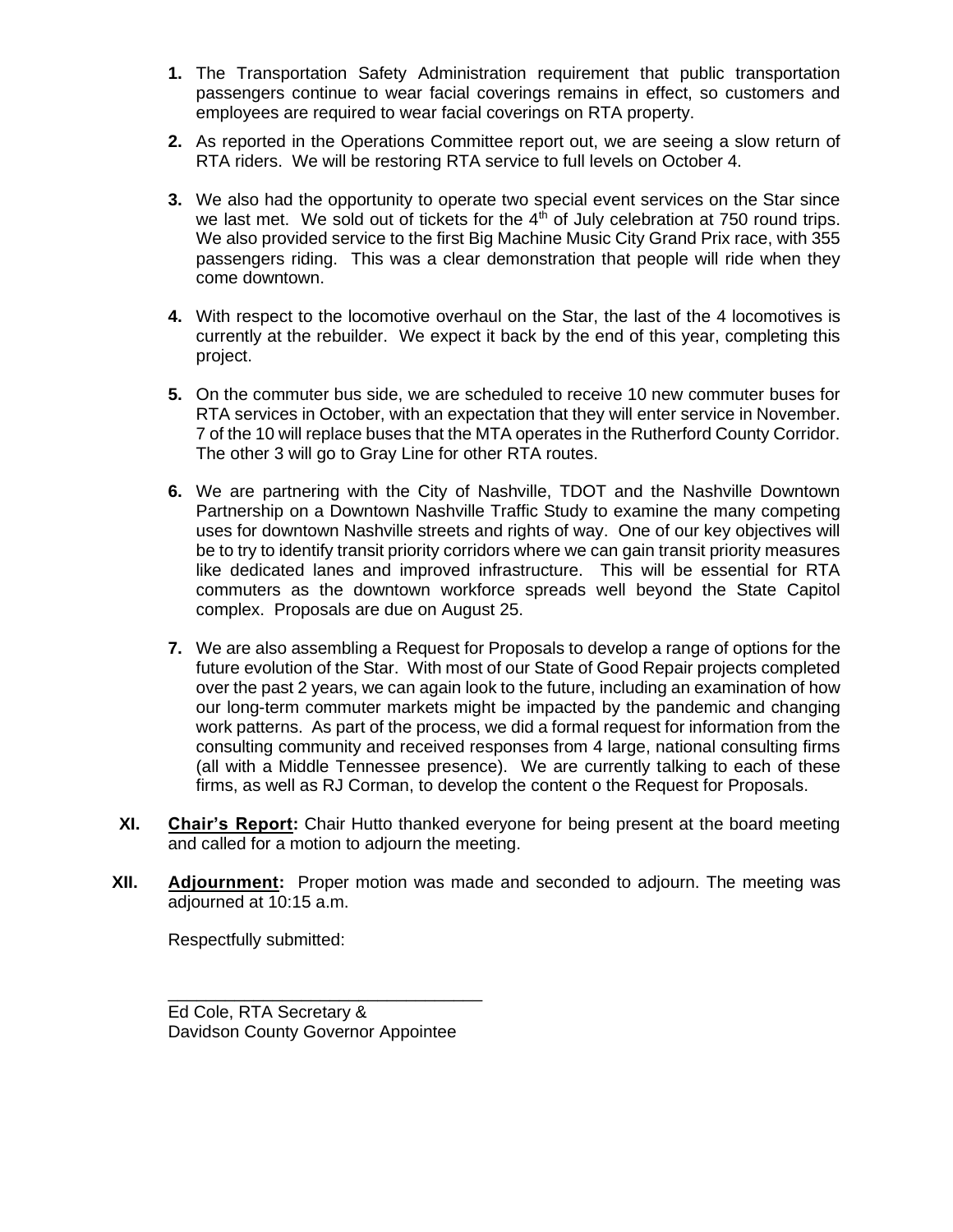1. The Transportation Safety Administration requirement that public transportation passengers continue to wear facial coverings remains in effect, so customers and employees are required to wear facial coverings on RTA property.

2. As reported in the Operations Committee report out, we are seeing a slow return of RTA riders. We will be restoring RTA service to full levels on October 4.

3. We also had the opportunity to operate two special event services on the Star since we last met. We sold out of tickets for the 4th of July celebration at 750 round trips. We also provided service to the first Big Machine Music City Grand Prix race, with 355 passengers riding. This was a clear demonstration that people will ride when they come downtown.

4. With respect to the locomotive overhaul on the Star, the last of the 4 locomotives is currently at the rebuilder. We expect it back by the end of this year, completing this project.

5. On the commuter bus side, we are scheduled to receive 10 new commuter buses for RTA services in October, with an expectation that they will enter service in November. 7 of the 10 will replace buses that the MTA operates in the Rutherford County Corridor. The other 3 will go to Gray Line for other RTA routes.

6. We are partnering with the City of Nashville, TDOT and the Nashville Downtown Partnership on a Downtown Nashville Traffic Study to examine the many competing uses for downtown Nashville streets and rights of way. One of our key objectives will be to try to identify transit priority corridors where we can gain transit priority measures like dedicated lanes and improved infrastructure. This will be essential for RTA commuters as the downtown workforce spreads well beyond the State Capitol complex. Proposals are due on August 25.

7. We are also assembling a Request for Proposals to develop a range of options for the future evolution of the Star. With most of our State of Good Repair projects completed over the past 2 years, we can again look to the future, including an examination of how our long-term commuter markets might be impacted by the pandemic and changing work patterns. As part of the process, we did a formal request for information from the consulting community and received responses from 4 large, national consulting firms (all with a Middle Tennessee presence). We are currently talking to each of these firms, as well as RJ Corman, to develop the content o the Request for Proposals.

**XI. Chair's Report:** Chair Hutto thanked everyone for being present at the board meeting and called for a motion to adjourn the meeting.

**XII. Adjournment:** Proper motion was made and seconded to adjourn. The meeting was adjourned at 10:15 a.m.

Respectfully submitted:

\_\_\_\_\_\_\_\_\_\_\_\_\_\_\_\_\_\_\_\_\_\_\_\_\_\_\_\_\_\_\_\_\_\_

Ed Cole, RTA Secretary &
Davidson County Governor Appointee